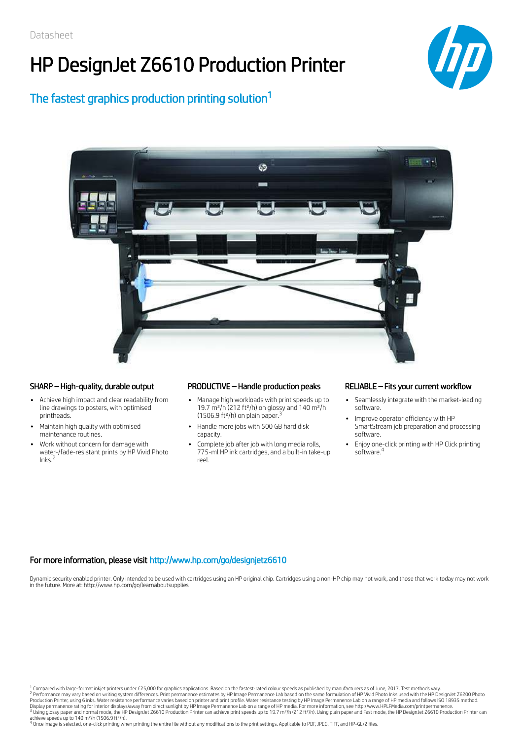Datasheet

# HP DesignJet Z6610 Production Printer

## The fastest graphics production printing solution[1]

### SHARP – High-quality, durable output

- Achieve high impact and clear readability from line drawings to posters, with optimised printheads.
- Maintain high quality with optimised maintenance routines.
- Work without concern for damage with water-/fade-resistant prints by HP Vivid Photo Inks.[2]

### PRODUCTIVE – Handle production peaks

- Manage high workloads with print speeds up to 19.7 m²/h (212 ft²/h) on glossy and 140 m²/h (1506.9 ft²/h) on plain paper.[3]
- Handle more jobs with 500 GB hard disk capacity.
- Complete job after job with long media rolls, 775-ml HP ink cartridges, and a built-in take-up reel.

### RELIABLE – Fits your current workflow

- Seamlessly integrate with the market-leading software.
- Improve operator efficiency with HP SmartStream job preparation and processing software.
- Enjoy one-click printing with HP Click printing software.[4]

### For more information, please visit http://www.hp.com/go/designjetz6610

Dynamic security enabled printer. Only intended to be used with cartridges using an HP original chip. Cartridges using a non-HP chip may not work, and those that work today may not work in the future. More at: http://www.hp.com/go/learnaboutsupplies

[1] Compared with large-format inkjet printers under €25,000 for graphics applications. Based on the fastest-rated colour speeds as published by manufacturers as of June, 2017. Test methods vary.
[2] Performance may vary based on writing system differences. Print permanence estimates by HP Image Permanence Lab based on the same formulation of HP Vivid Photo Inks used with the HP DesignJet Z6200 Photo Production Printer, using 6 inks. Water resistance performance varies based on printer and print profile. Water resistance testing by HP Image Permanence Lab on a range of HP media and follows ISO 18935 method. Display permanence rating for interior displays/away from direct sunlight by HP Image Permanence Lab on a range of HP media. For more information, see http://www.HPLFMedia.com/printpermanence.
[3] Using glossy paper and normal mode, the HP DesignJet Z6610 Production Printer can achieve print speeds up to 19.7 m²/h (212 ft²/h). Using plain paper and Fast mode, the HP DesignJet Z6610 Production Printer can achieve speeds up to 140 m²/h (1506.9 ft²/h).
[4] Once image is selected, one-click printing when printing the entire file without any modifications to the print settings. Applicable to PDF, JPEG, TIFF, and HP-GL/2 files.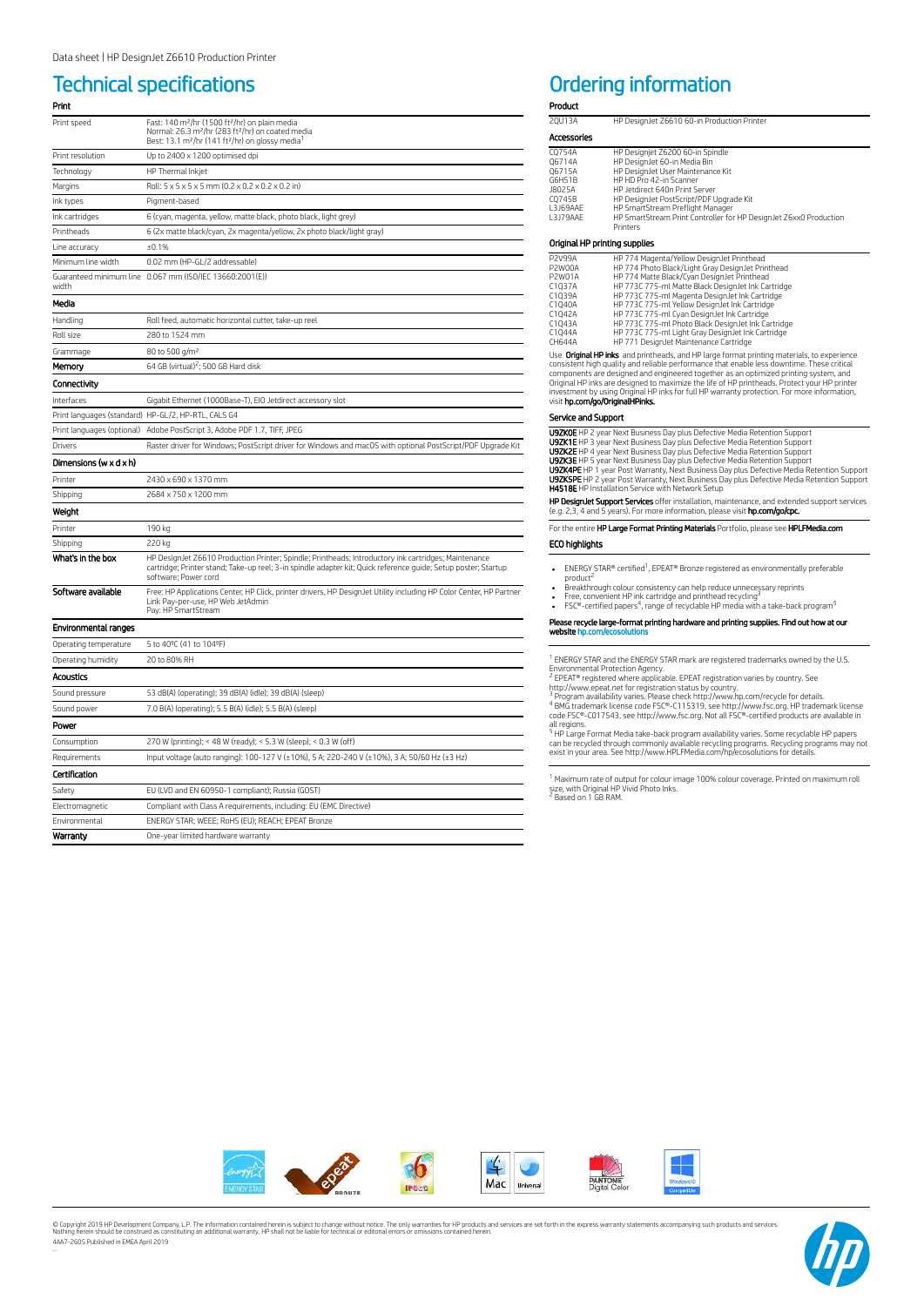# Technical specifications

## Print

| | |
|---|---|
| Print speed | Fast: 140 m²/hr (1500 ft²/hr) on plain media<br>Normal: 26.3 m²/hr (283 ft²/hr) on coated media<br>Best: 13.1 m²/hr (141 ft²/hr) on glossy media[1] |
| Print resolution | Up to 2400 x 1200 optimised dpi |
| Technology | HP Thermal Inkjet |
| Margins | Roll: 5 x 5 x 5 x 5 mm (0.2 x 0.2 x 0.2 x 0.2 in) |
| Ink types | Pigment-based |
| Ink cartridges | 6 (cyan, magenta, yellow, matte black, photo black, light grey) |
| Printheads | 6 (2x matte black/cyan, 2x magenta/yellow, 2x photo black/light gray) |
| Line accuracy | ±0.1% |
| Minimum line width | 0.02 mm (HP-GL/2 addressable) |
| Guaranteed minimum line width | 0.067 mm (ISO/IEC 13660:2001(E)) |

## Media

| | |
|---|---|
| Handling | Roll feed, automatic horizontal cutter, take-up reel |
| Roll size | 280 to 1524 mm |
| Grammage | 80 to 500 g/m² |

| | |
|---|---|
| **Memory** | 64 GB (virtual)[2]; 500 GB Hard disk |

## Connectivity

| | |
|---|---|
| Interfaces | Gigabit Ethernet (1000Base-T), EIO Jetdirect accessory slot |
| Print languages (standard) | HP-GL/2, HP-RTL, CALS G4 |
| Print languages (optional) | Adobe PostScript 3, Adobe PDF 1.7, TIFF, JPEG |
| Drivers | Raster driver for Windows; PostScript driver for Windows and macOS with optional PostScript/PDF Upgrade Kit |

## Dimensions (w x d x h)

| | |
|---|---|
| Printer | 2430 x 690 x 1370 mm |
| Shipping | 2684 x 750 x 1200 mm |

## Weight

| | |
|---|---|
| Printer | 190 kg |
| Shipping | 220 kg |

| | |
|---|---|
| **What's in the box** | HP DesignJet Z6610 Production Printer; Spindle; Printheads; Introductory ink cartridges; Maintenance cartridge; Printer stand; Take-up reel; 3-in spindle adapter kit; Quick reference guide; Setup poster; Startup software; Power cord |
| **Software available** | Free: HP Applications Center, HP Click, printer drivers, HP DesignJet Utility including HP Color Center, HP Partner Link Pay-per-use, HP Web JetAdmin<br>Pay: HP SmartStream |

## Environmental ranges

| | |
|---|---|
| Operating temperature | 5 to 40ºC (41 to 104ºF) |
| Operating humidity | 20 to 80% RH |

## Acoustics

| | |
|---|---|
| Sound pressure | 53 dB(A) (operating); 39 dB(A) (idle); 39 dB(A) (sleep) |
| Sound power | 7.0 B(A) (operating); 5.5 B(A) (idle); 5.5 B(A) (sleep) |

## Power

| | |
|---|---|
| Consumption | 270 W (printing); < 48 W (ready); < 5.3 W (sleep); < 0.3 W (off) |
| Requirements | Input voltage (auto ranging): 100-127 V (±10%), 5 A; 220-240 V (±10%), 3 A; 50/60 Hz (±3 Hz) |

## Certification

| | |
|---|---|
| Safety | EU (LVD and EN 60950-1 compliant); Russia (GOST) |
| Electromagnetic | Compliant with Class A requirements, including: EU (EMC Directive) |
| Environmental | ENERGY STAR; WEEE; RoHS (EU); REACH; EPEAT Bronze |

| | |
|---|---|
| **Warranty** | One-year limited hardware warranty |

# Ordering information

## Product

| | |
|---|---|
| 2QU13A | HP DesignJet Z6610 60-in Production Printer |

## Accessories

| | |
|---|---|
| CQ754A | HP Designjet Z6200 60-in Spindle |
| Q6714A | HP DesignJet 60-in Media Bin |
| Q6715A | HP DesignJet User Maintenance Kit |
| G6H51B | HP HD Pro 42-in Scanner |
| J8025A | HP Jetdirect 640n Print Server |
| CQ745B | HP DesignJet PostScript/PDF Upgrade Kit |
| L3J69AAE | HP SmartStream Preflight Manager |
| L3J79AAE | HP SmartStream Print Controller for HP DesignJet Z6xx0 Production Printers |

## Original HP printing supplies

| | |
|---|---|
| P2V99A | HP 774 Magenta/Yellow DesignJet Printhead |
| P2W00A | HP 774 Photo Black/Light Gray DesignJet Printhead |
| P2W01A | HP 774 Matte Black/Cyan DesignJet Printhead |
| C1Q37A | HP 773C 775-ml Matte Black DesignJet Ink Cartridge |
| C1Q39A | HP 773C 775-ml Magenta DesignJet Ink Cartridge |
| C1Q40A | HP 773C 775-ml Yellow DesignJet Ink Cartridge |
| C1Q42A | HP 773C 775-ml Cyan DesignJet Ink Cartridge |
| C1Q43A | HP 773C 775-ml Photo Black DesignJet Ink Cartridge |
| C1Q44A | HP 773C 775-ml Light Gray DesignJet Ink Cartridge |
| CH644A | HP 771 DesignJet Maintenance Cartridge |

Use **Original HP inks** and printheads, and HP large format printing materials, to experience consistent high quality and reliable performance that enable less downtime. These critical components are designed and engineered together as an optimized printing system, and Original HP inks are designed to maximize the life of HP printheads. Protect your HP printer investment by using Original HP inks for full HP warranty protection. For more information, visit **hp.com/go/OriginalHPinks.**

## Service and Support

**U9ZK0E** HP 2 year Next Business Day plus Defective Media Retention Support
**U9ZK1E** HP 3 year Next Business Day plus Defective Media Retention Support
**U9ZK2E** HP 4 year Next Business Day plus Defective Media Retention Support
**U9ZK3E** HP 5 year Next Business Day plus Defective Media Retention Support
**U9ZK4PE** HP 1 year Post Warranty, Next Business Day plus Defective Media Retention Support
**U9ZK5PE** HP 2 year Post Warranty, Next Business Day plus Defective Media Retention Support
**H4518E** HP Installation Service with Network Setup

**HP DesignJet Support Services** offer installation, maintenance, and extended support services (e.g. 2,3, 4 and 5 years). For more information, please visit **hp.com/go/cpc.**

For the entire **HP Large Format Printing Materials** Portfolio, please see **HPLFMedia.com**

## ECO highlights

- ENERGY STAR® certified[1], EPEAT® Bronze registered as environmentally preferable product[2]
- Breakthrough colour consistency can help reduce unnecessary reprints
- Free, convenient HP ink cartridge and printhead recycling[3]
- FSC®-certified papers[4], range of recyclable HP media with a take-back program[5]

**Please recycle large-format printing hardware and printing supplies. Find out how at our website hp.com/ecosolutions**

[1] ENERGY STAR and the ENERGY STAR mark are registered trademarks owned by the U.S. Environmental Protection Agency.
[2] EPEAT® registered where applicable. EPEAT registration varies by country. See http://www.epeat.net for registration status by country.
[3] Program availability varies. Please check http://www.hp.com/recycle for details.
[4] BMG trademark license code FSC®-C115319, see http://www.fsc.org. HP trademark license code FSC®-C017543, see http://www.fsc.org. Not all FSC®-certified products are available in all regions.
[5] HP Large Format Media take-back program availability varies. Some recyclable HP papers can be recycled through commonly available recycling programs. Recycling programs may not exist in your area. See http://www.HPLFMedia.com/hp/ecosolutions for details.

[1] Maximum rate of output for colour image 100% colour coverage. Printed on maximum roll size, with Original HP Vivid Photo Inks.
[2] Based on 1 GB RAM.

© Copyright 2019 HP Development Company, L.P. The information contained herein is subject to change without notice. The only warranties for HP products and services are set forth in the express warranty statements accompanying such products and services. Nothing herein should be construed as constituting an additional warranty. HP shall not be liable for technical or editorial errors or omissions contained herein.
4AA7-2605 Published in EMEA April 2019